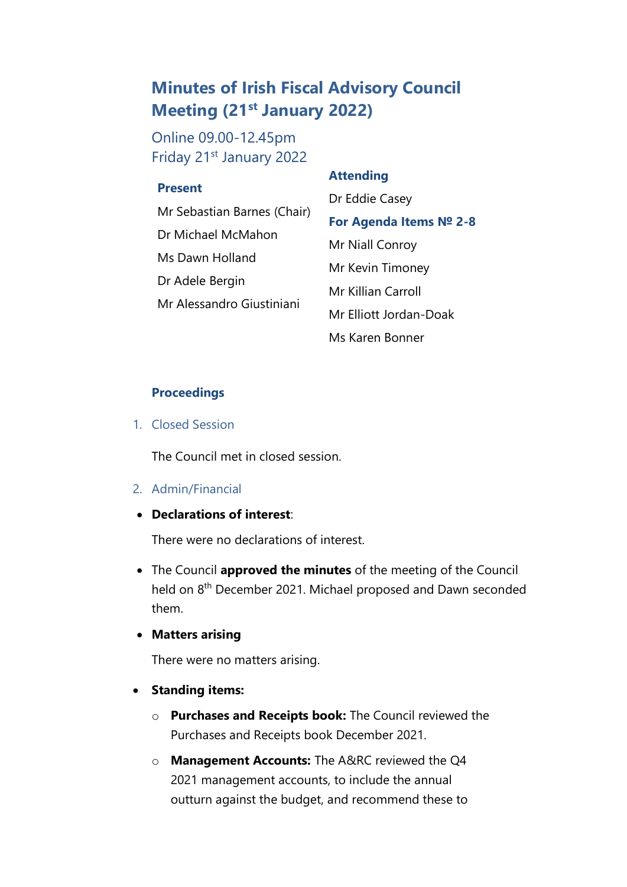# Minutes of Irish Fiscal Advisory Council Meeting (21st January 2022)

Online 09.00-12.45pm
Friday 21st January 2022

**Present**

Mr Sebastian Barnes (Chair)

Dr Michael McMahon

Ms Dawn Holland

Dr Adele Bergin

Mr Alessandro Giustiniani

**Attending**

Dr Eddie Casey

**For Agenda Items № 2-8**

Mr Niall Conroy

Mr Kevin Timoney

Mr Killian Carroll

Mr Elliott Jordan-Doak

Ms Karen Bonner

## Proceedings

1. Closed Session

The Council met in closed session.

2. Admin/Financial

- **Declarations of interest**:

  There were no declarations of interest.

- The Council **approved the minutes** of the meeting of the Council held on 8th December 2021. Michael proposed and Dawn seconded them.

- **Matters arising**

  There were no matters arising.

- **Standing items:**
  - **Purchases and Receipts book:** The Council reviewed the Purchases and Receipts book December 2021.
  - **Management Accounts:** The A&RC reviewed the Q4 2021 management accounts, to include the annual outturn against the budget, and recommend these to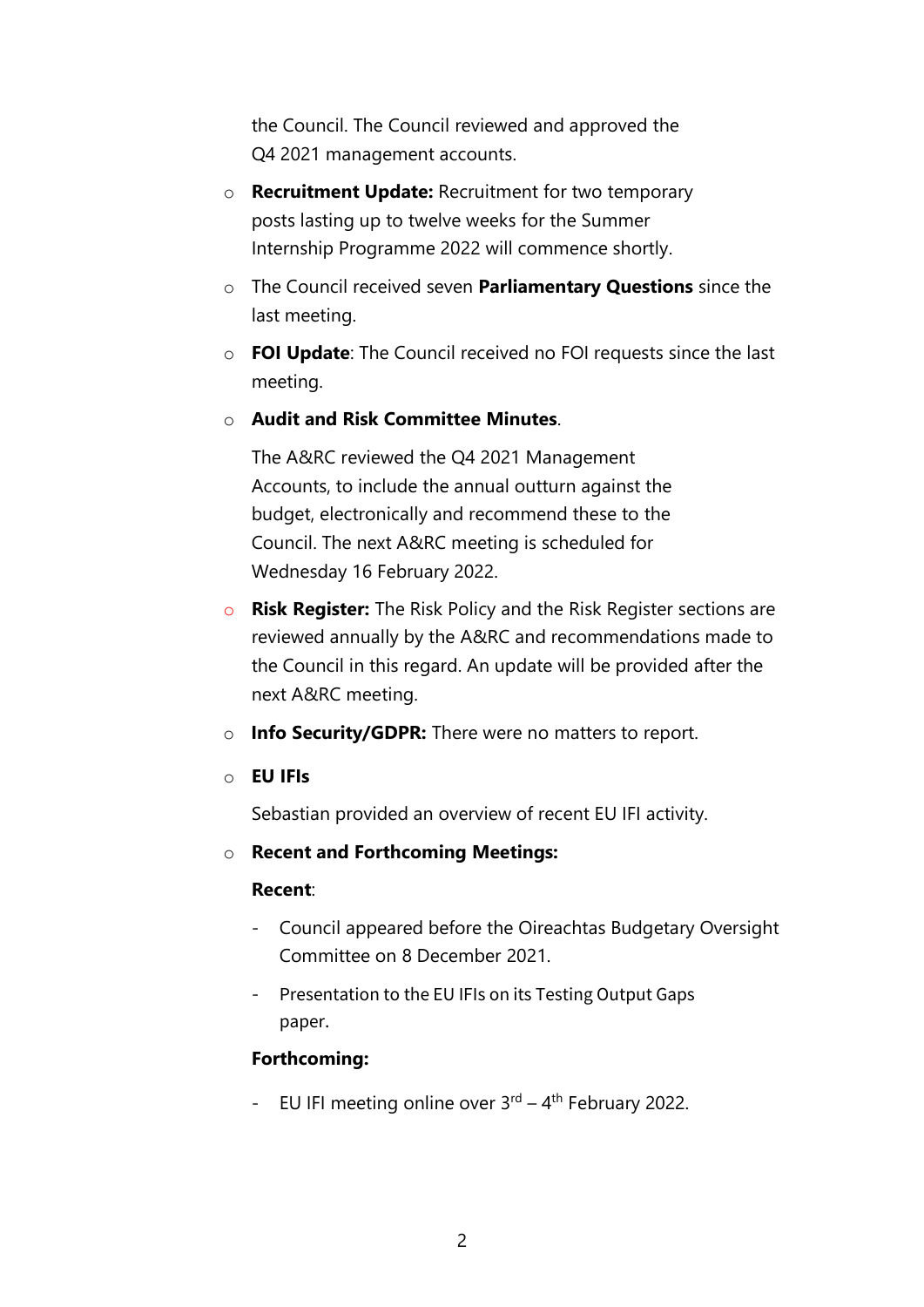the Council. The Council reviewed and approved the Q4 2021 management accounts.

- **Recruitment Update:** Recruitment for two temporary posts lasting up to twelve weeks for the Summer Internship Programme 2022 will commence shortly.
- The Council received seven **Parliamentary Questions** since the last meeting.
- **FOI Update**: The Council received no FOI requests since the last meeting.
- **Audit and Risk Committee Minutes**.

  The A&RC reviewed the Q4 2021 Management Accounts, to include the annual outturn against the budget, electronically and recommend these to the Council. The next A&RC meeting is scheduled for Wednesday 16 February 2022.

- **Risk Register:** The Risk Policy and the Risk Register sections are reviewed annually by the A&RC and recommendations made to the Council in this regard. An update will be provided after the next A&RC meeting.
- **Info Security/GDPR:** There were no matters to report.
- **EU IFIs**

  Sebastian provided an overview of recent EU IFI activity.

- **Recent and Forthcoming Meetings:**

  **Recent**:

  - Council appeared before the Oireachtas Budgetary Oversight Committee on 8 December 2021.
  - Presentation to the EU IFIs on its Testing Output Gaps paper.

  **Forthcoming:**

  - EU IFI meeting online over 3rd – 4th February 2022.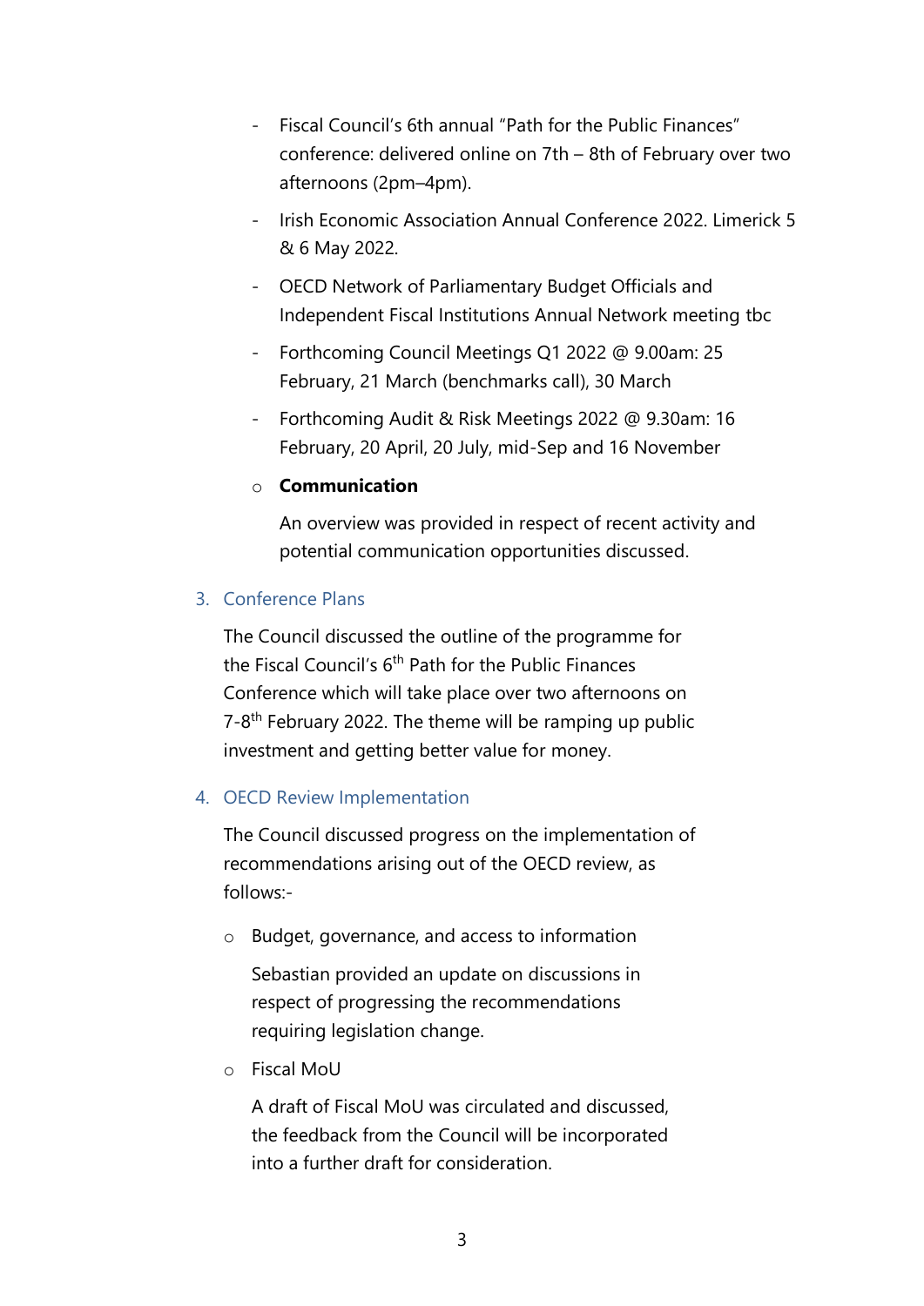- Fiscal Council's 6th annual "Path for the Public Finances" conference: delivered online on 7th – 8th of February over two afternoons (2pm–4pm).
- Irish Economic Association Annual Conference 2022. Limerick 5 & 6 May 2022.
- OECD Network of Parliamentary Budget Officials and Independent Fiscal Institutions Annual Network meeting tbc
- Forthcoming Council Meetings Q1 2022 @ 9.00am: 25 February, 21 March (benchmarks call), 30 March
- Forthcoming Audit & Risk Meetings 2022 @ 9.30am: 16 February, 20 April, 20 July, mid-Sep and 16 November

- **Communication**

  An overview was provided in respect of recent activity and potential communication opportunities discussed.

## 3. Conference Plans

The Council discussed the outline of the programme for the Fiscal Council's 6th Path for the Public Finances Conference which will take place over two afternoons on 7-8th February 2022. The theme will be ramping up public investment and getting better value for money.

## 4. OECD Review Implementation

The Council discussed progress on the implementation of recommendations arising out of the OECD review, as follows:-

- Budget, governance, and access to information

  Sebastian provided an update on discussions in respect of progressing the recommendations requiring legislation change.

- Fiscal MoU

  A draft of Fiscal MoU was circulated and discussed, the feedback from the Council will be incorporated into a further draft for consideration.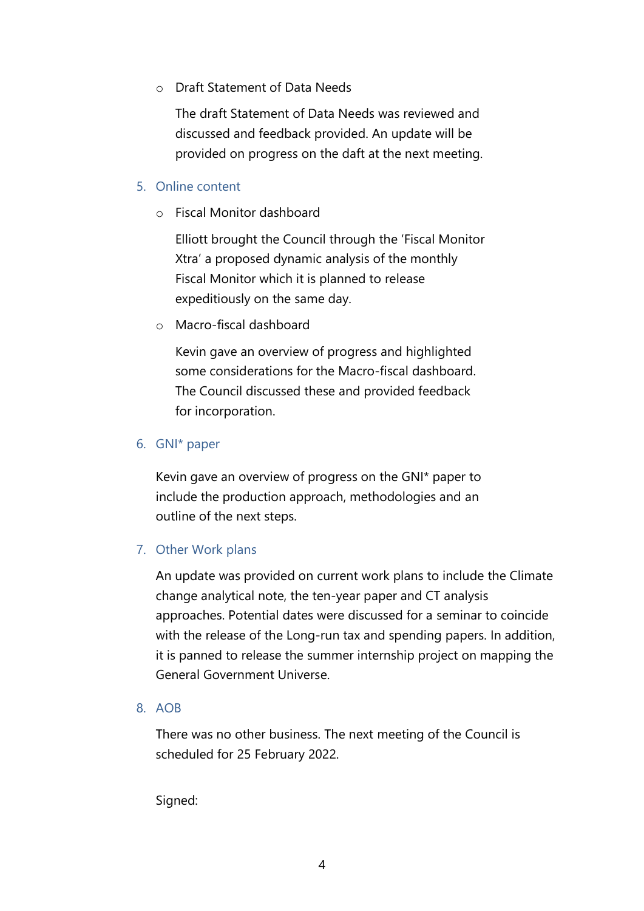- Draft Statement of Data Needs

  The draft Statement of Data Needs was reviewed and discussed and feedback provided. An update will be provided on progress on the daft at the next meeting.

## 5. Online content

- Fiscal Monitor dashboard

  Elliott brought the Council through the 'Fiscal Monitor Xtra' a proposed dynamic analysis of the monthly Fiscal Monitor which it is planned to release expeditiously on the same day.

- Macro-fiscal dashboard

  Kevin gave an overview of progress and highlighted some considerations for the Macro-fiscal dashboard. The Council discussed these and provided feedback for incorporation.

## 6. GNI* paper

Kevin gave an overview of progress on the GNI* paper to include the production approach, methodologies and an outline of the next steps.

## 7. Other Work plans

An update was provided on current work plans to include the Climate change analytical note, the ten-year paper and CT analysis approaches. Potential dates were discussed for a seminar to coincide with the release of the Long-run tax and spending papers. In addition, it is panned to release the summer internship project on mapping the General Government Universe.

## 8. AOB

There was no other business. The next meeting of the Council is scheduled for 25 February 2022.

Signed: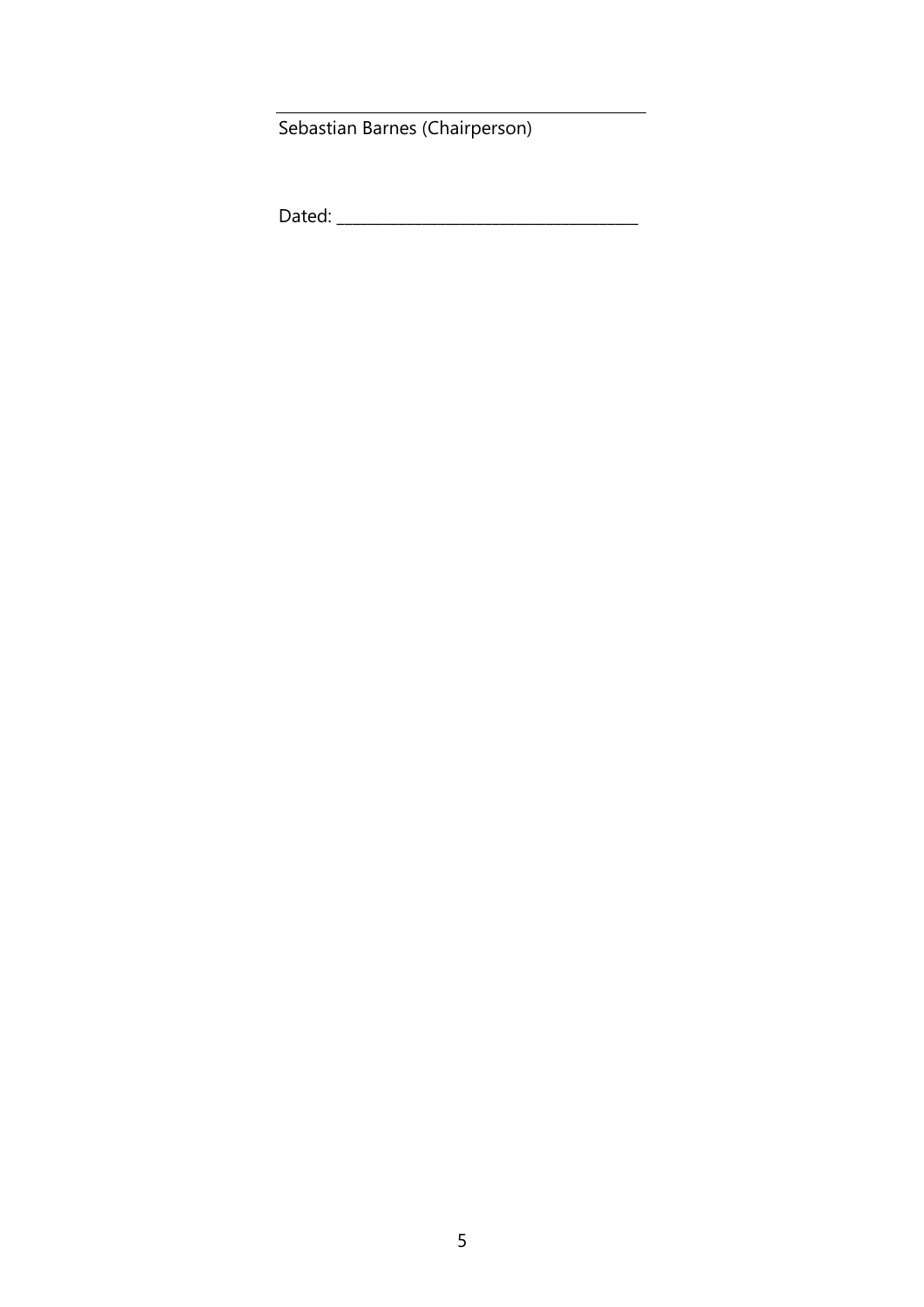\_\_\_\_\_\_\_\_\_\_\_\_\_\_\_\_\_\_\_\_\_\_\_\_\_\_\_\_\_\_\_\_\_\_\_\_

Sebastian Barnes (Chairperson)

Dated: \_\_\_\_\_\_\_\_\_\_\_\_\_\_\_\_\_\_\_\_\_\_\_\_\_\_\_\_\_\_\_\_\_\_\_\_